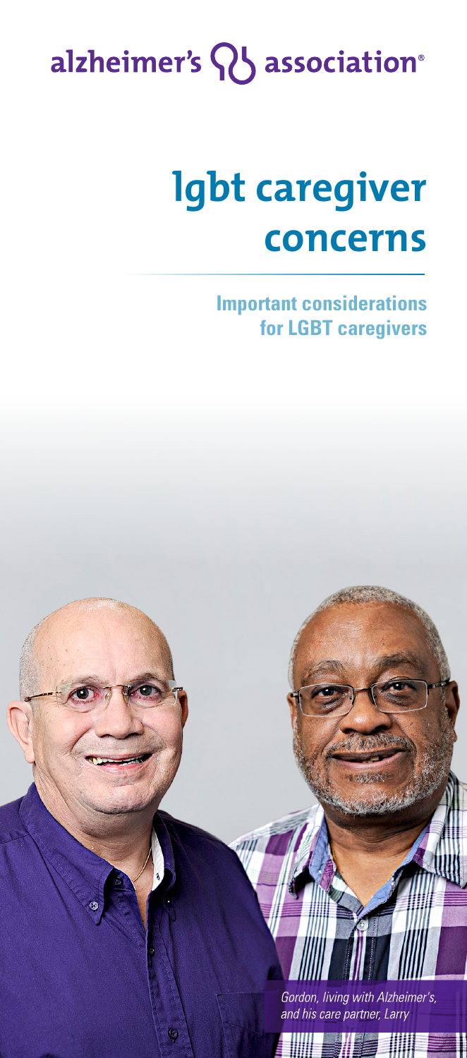alzheimer's association®

# lgbt caregiver concerns

**Important considerations for LGBT caregivers**

*Gordon, living with Alzheimer's, and his care partner, Larry*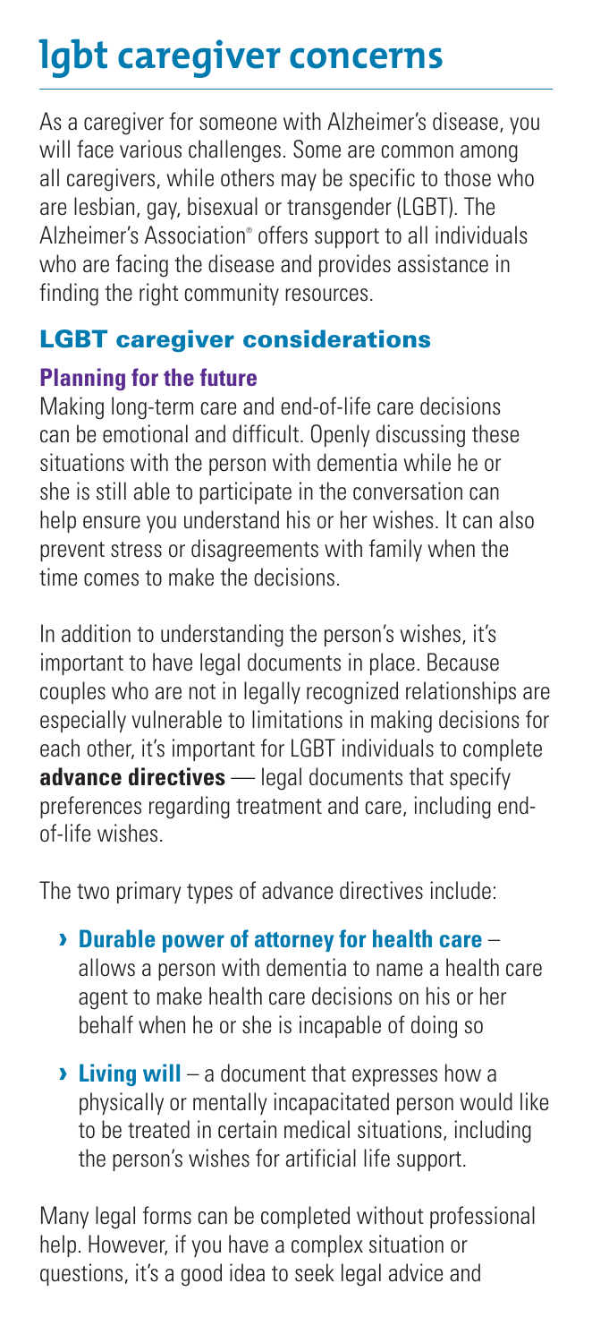# lgbt caregiver concerns

As a caregiver for someone with Alzheimer's disease, you will face various challenges. Some are common among all caregivers, while others may be specific to those who are lesbian, gay, bisexual or transgender (LGBT). The Alzheimer's Association® offers support to all individuals who are facing the disease and provides assistance in finding the right community resources.

## LGBT caregiver considerations

### Planning for the future

Making long-term care and end-of-life care decisions can be emotional and difficult. Openly discussing these situations with the person with dementia while he or she is still able to participate in the conversation can help ensure you understand his or her wishes. It can also prevent stress or disagreements with family when the time comes to make the decisions.

In addition to understanding the person's wishes, it's important to have legal documents in place. Because couples who are not in legally recognized relationships are especially vulnerable to limitations in making decisions for each other, it's important for LGBT individuals to complete **advance directives** — legal documents that specify preferences regarding treatment and care, including end-of-life wishes.

The two primary types of advance directives include:

- **Durable power of attorney for health care** – allows a person with dementia to name a health care agent to make health care decisions on his or her behalf when he or she is incapable of doing so
- **Living will** – a document that expresses how a physically or mentally incapacitated person would like to be treated in certain medical situations, including the person's wishes for artificial life support.

Many legal forms can be completed without professional help. However, if you have a complex situation or questions, it's a good idea to seek legal advice and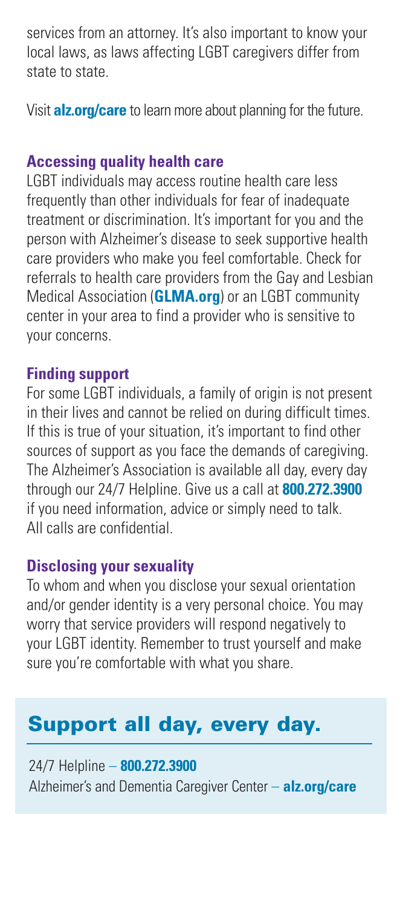services from an attorney. It's also important to know your local laws, as laws affecting LGBT caregivers differ from state to state.

Visit **alz.org/care** to learn more about planning for the future.

### Accessing quality health care

LGBT individuals may access routine health care less frequently than other individuals for fear of inadequate treatment or discrimination. It's important for you and the person with Alzheimer's disease to seek supportive health care providers who make you feel comfortable. Check for referrals to health care providers from the Gay and Lesbian Medical Association (**GLMA.org**) or an LGBT community center in your area to find a provider who is sensitive to your concerns.

### Finding support

For some LGBT individuals, a family of origin is not present in their lives and cannot be relied on during difficult times. If this is true of your situation, it's important to find other sources of support as you face the demands of caregiving. The Alzheimer's Association is available all day, every day through our 24/7 Helpline. Give us a call at **800.272.3900** if you need information, advice or simply need to talk. All calls are confidential.

### Disclosing your sexuality

To whom and when you disclose your sexual orientation and/or gender identity is a very personal choice. You may worry that service providers will respond negatively to your LGBT identity. Remember to trust yourself and make sure you're comfortable with what you share.

## Support all day, every day.

24/7 Helpline – **800.272.3900**

Alzheimer's and Dementia Caregiver Center – **alz.org/care**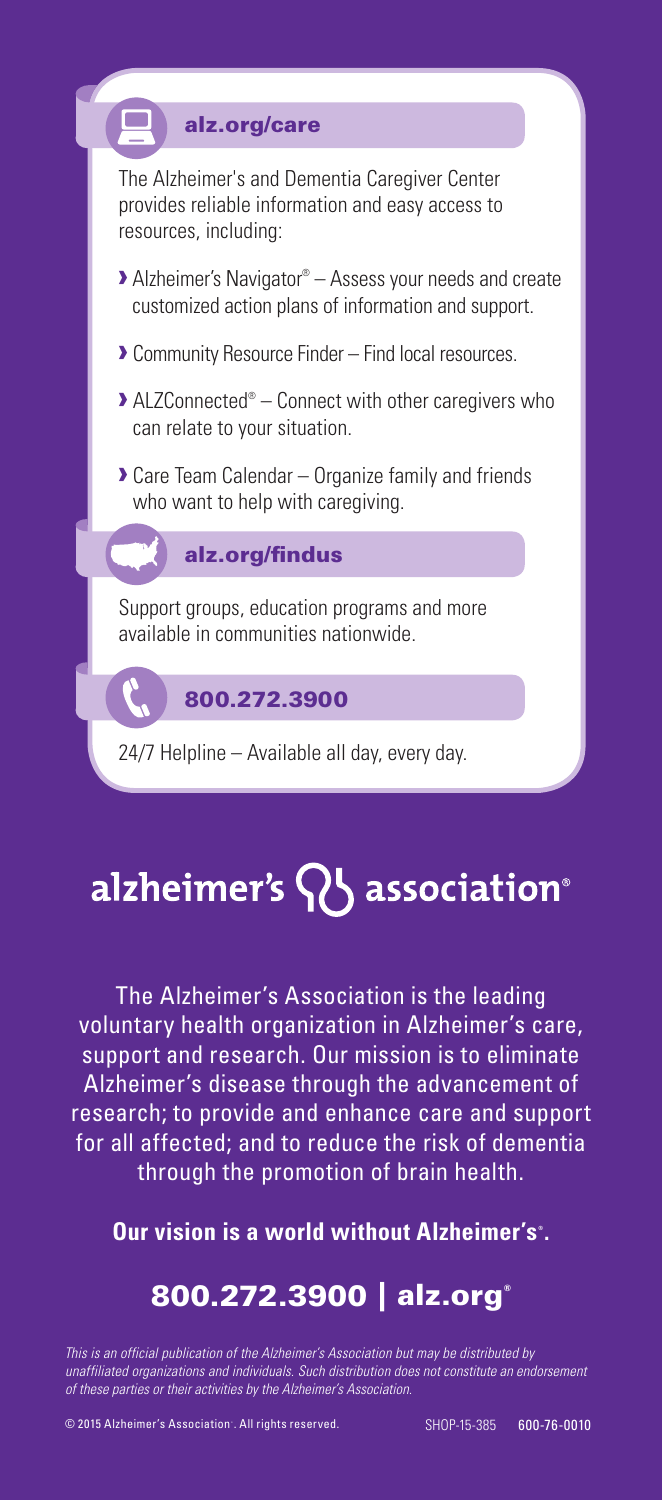## alz.org/care

The Alzheimer's and Dementia Caregiver Center provides reliable information and easy access to resources, including:

- Alzheimer's Navigator® – Assess your needs and create customized action plans of information and support.
- Community Resource Finder – Find local resources.
- ALZConnected® – Connect with other caregivers who can relate to your situation.
- Care Team Calendar – Organize family and friends who want to help with caregiving.

## alz.org/findus

Support groups, education programs and more available in communities nationwide.

## 800.272.3900

24/7 Helpline – Available all day, every day.

# alzheimer's association®

The Alzheimer's Association is the leading voluntary health organization in Alzheimer's care, support and research. Our mission is to eliminate Alzheimer's disease through the advancement of research; to provide and enhance care and support for all affected; and to reduce the risk of dementia through the promotion of brain health.

**Our vision is a world without Alzheimer's®.**

## 800.272.3900 | alz.org®

*This is an official publication of the Alzheimer's Association but may be distributed by unaffiliated organizations and individuals. Such distribution does not constitute an endorsement of these parties or their activities by the Alzheimer's Association.*

© 2015 Alzheimer's Association®. All rights reserved. SHOP-15-385 600-76-0010